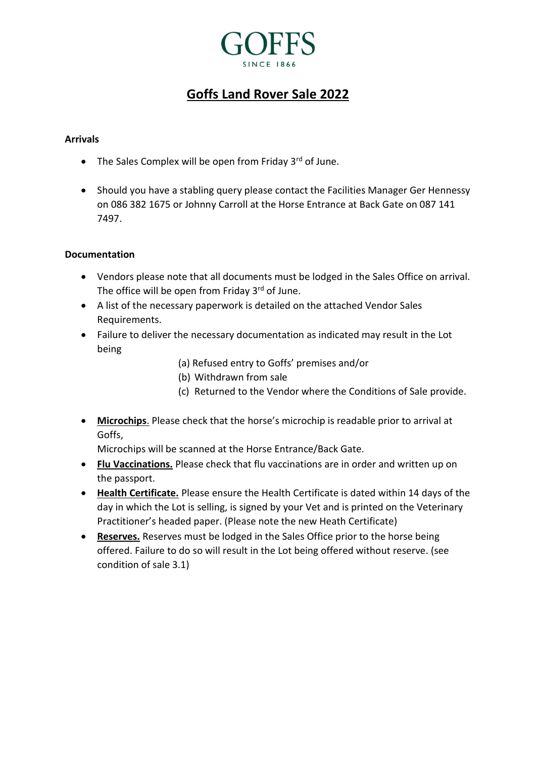GOFFS
SINCE 1866

# Goffs Land Rover Sale 2022

**Arrivals**

- The Sales Complex will be open from Friday 3rd of June.

- Should you have a stabling query please contact the Facilities Manager Ger Hennessy on 086 382 1675 or Johnny Carroll at the Horse Entrance at Back Gate on 087 141 7497.

**Documentation**

- Vendors please note that all documents must be lodged in the Sales Office on arrival. The office will be open from Friday 3rd of June.
- A list of the necessary paperwork is detailed on the attached Vendor Sales Requirements.
- Failure to deliver the necessary documentation as indicated may result in the Lot being
  - (a) Refused entry to Goffs' premises and/or
  - (b) Withdrawn from sale
  - (c) Returned to the Vendor where the Conditions of Sale provide.

- **Microchips**. Please check that the horse's microchip is readable prior to arrival at Goffs,
  Microchips will be scanned at the Horse Entrance/Back Gate.
- **Flu Vaccinations.** Please check that flu vaccinations are in order and written up on the passport.
- **Health Certificate.** Please ensure the Health Certificate is dated within 14 days of the day in which the Lot is selling, is signed by your Vet and is printed on the Veterinary Practitioner's headed paper. (Please note the new Heath Certificate)
- **Reserves.** Reserves must be lodged in the Sales Office prior to the horse being offered. Failure to do so will result in the Lot being offered without reserve. (see condition of sale 3.1)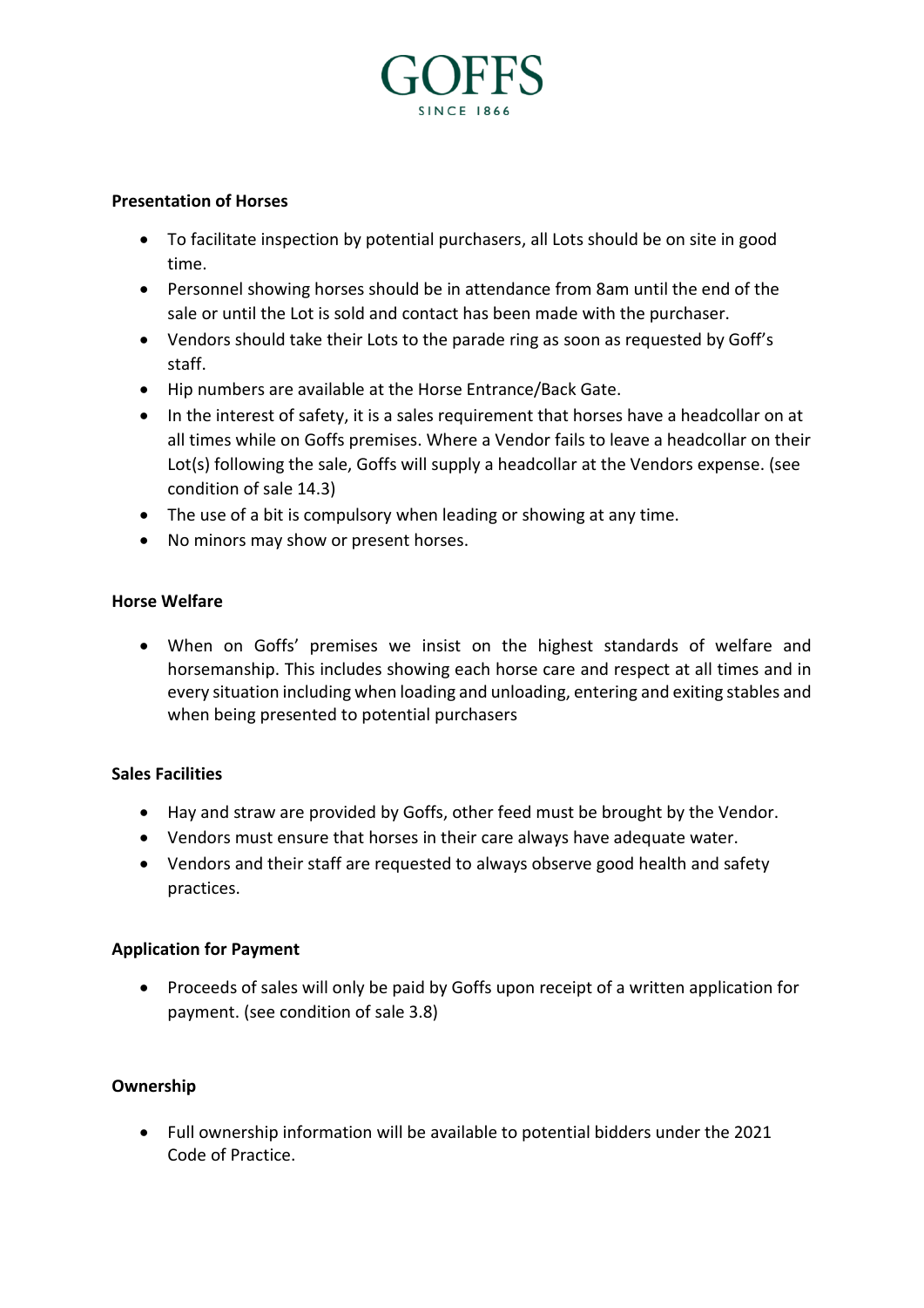**Presentation of Horses**

- To facilitate inspection by potential purchasers, all Lots should be on site in good time.
- Personnel showing horses should be in attendance from 8am until the end of the sale or until the Lot is sold and contact has been made with the purchaser.
- Vendors should take their Lots to the parade ring as soon as requested by Goff's staff.
- Hip numbers are available at the Horse Entrance/Back Gate.
- In the interest of safety, it is a sales requirement that horses have a headcollar on at all times while on Goffs premises. Where a Vendor fails to leave a headcollar on their Lot(s) following the sale, Goffs will supply a headcollar at the Vendors expense. (see condition of sale 14.3)
- The use of a bit is compulsory when leading or showing at any time.
- No minors may show or present horses.

**Horse Welfare**

- When on Goffs' premises we insist on the highest standards of welfare and horsemanship. This includes showing each horse care and respect at all times and in every situation including when loading and unloading, entering and exiting stables and when being presented to potential purchasers

**Sales Facilities**

- Hay and straw are provided by Goffs, other feed must be brought by the Vendor.
- Vendors must ensure that horses in their care always have adequate water.
- Vendors and their staff are requested to always observe good health and safety practices.

**Application for Payment**

- Proceeds of sales will only be paid by Goffs upon receipt of a written application for payment. (see condition of sale 3.8)

**Ownership**

- Full ownership information will be available to potential bidders under the 2021 Code of Practice.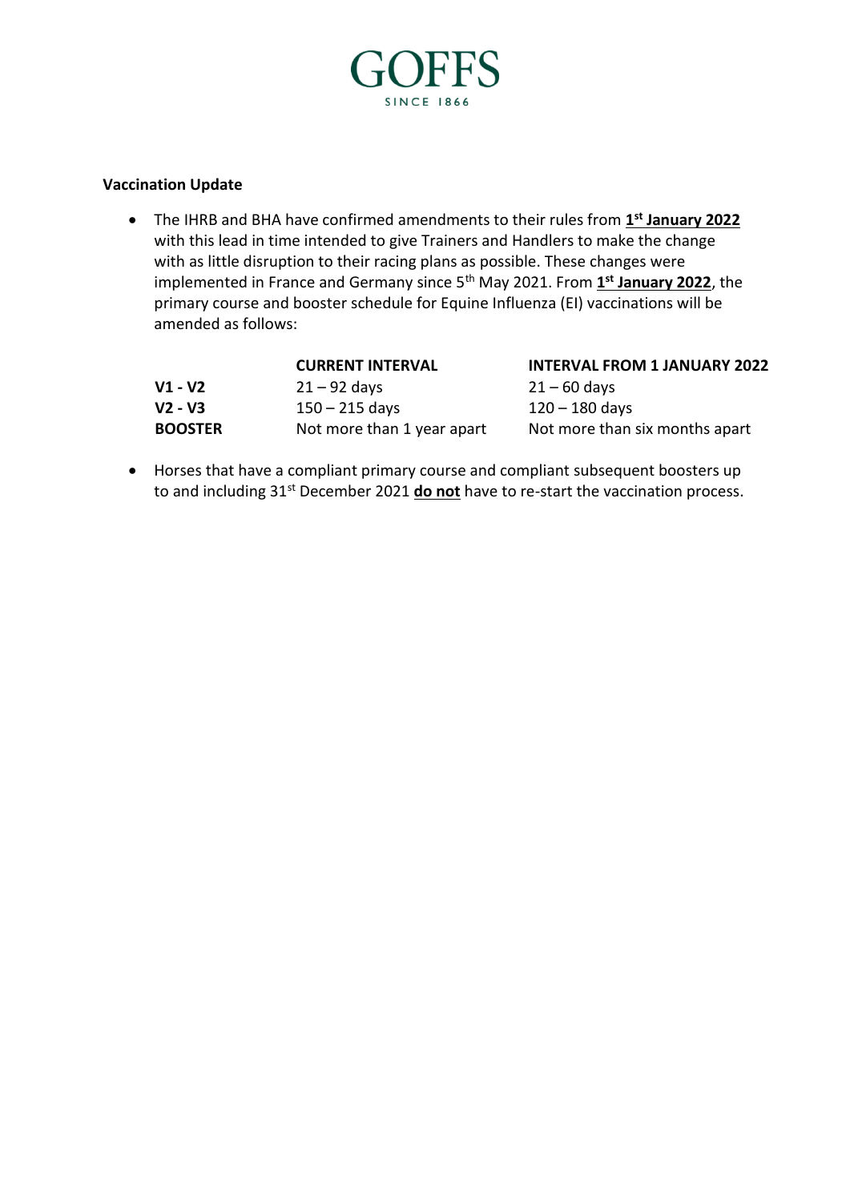**Vaccination Update**

- The IHRB and BHA have confirmed amendments to their rules from **1st January 2022** with this lead in time intended to give Trainers and Handlers to make the change with as little disruption to their racing plans as possible. These changes were implemented in France and Germany since 5th May 2021. From **1st January 2022**, the primary course and booster schedule for Equine Influenza (EI) vaccinations will be amended as follows:

| | CURRENT INTERVAL | INTERVAL FROM 1 JANUARY 2022 |
|---|---|---|
| **V1 - V2** | 21 – 92 days | 21 – 60 days |
| **V2 - V3** | 150 – 215 days | 120 – 180 days |
| **BOOSTER** | Not more than 1 year apart | Not more than six months apart |

- Horses that have a compliant primary course and compliant subsequent boosters up to and including 31st December 2021 **do not** have to re-start the vaccination process.